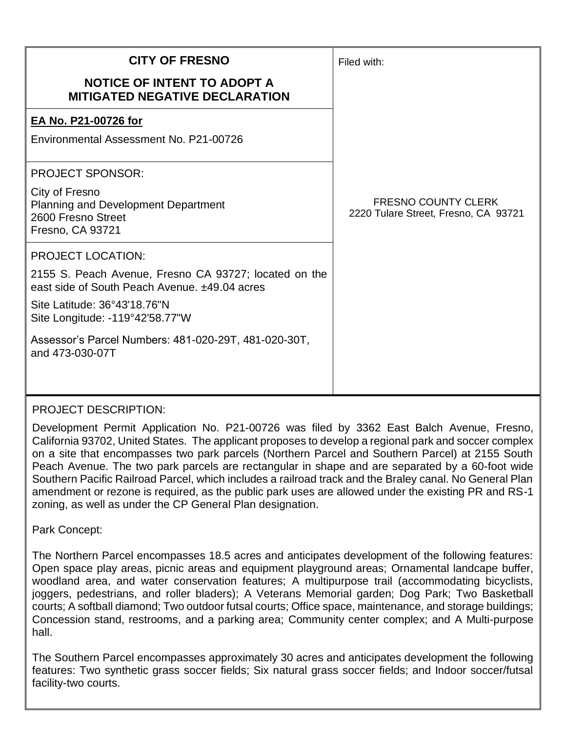**CITY OF FRESNO**

**NOTICE OF INTENT TO ADOPT A MITIGATED NEGATIVE DECLARATION**

Filed with:

FRESNO COUNTY CLERK
2220 Tulare Street, Fresno, CA 93721

**EA No. P21-00726 for**

Environmental Assessment No. P21-00726

PROJECT SPONSOR:

City of Fresno
Planning and Development Department
2600 Fresno Street
Fresno, CA 93721

PROJECT LOCATION:

2155 S. Peach Avenue, Fresno CA 93727; located on the east side of South Peach Avenue. ±49.04 acres

Site Latitude: 36°43'18.76"N
Site Longitude: -119°42'58.77"W

Assessor's Parcel Numbers: 481-020-29T, 481-020-30T, and 473-030-07T

PROJECT DESCRIPTION:

Development Permit Application No. P21-00726 was filed by 3362 East Balch Avenue, Fresno, California 93702, United States. The applicant proposes to develop a regional park and soccer complex on a site that encompasses two park parcels (Northern Parcel and Southern Parcel) at 2155 South Peach Avenue. The two park parcels are rectangular in shape and are separated by a 60-foot wide Southern Pacific Railroad Parcel, which includes a railroad track and the Braley canal. No General Plan amendment or rezone is required, as the public park uses are allowed under the existing PR and RS-1 zoning, as well as under the CP General Plan designation.

Park Concept:

The Northern Parcel encompasses 18.5 acres and anticipates development of the following features: Open space play areas, picnic areas and equipment playground areas; Ornamental landcape buffer, woodland area, and water conservation features; A multipurpose trail (accommodating bicyclists, joggers, pedestrians, and roller bladers); A Veterans Memorial garden; Dog Park; Two Basketball courts; A softball diamond; Two outdoor futsal courts; Office space, maintenance, and storage buildings; Concession stand, restrooms, and a parking area; Community center complex; and A Multi-purpose hall.

The Southern Parcel encompasses approximately 30 acres and anticipates development the following features: Two synthetic grass soccer fields; Six natural grass soccer fields; and Indoor soccer/futsal facility-two courts.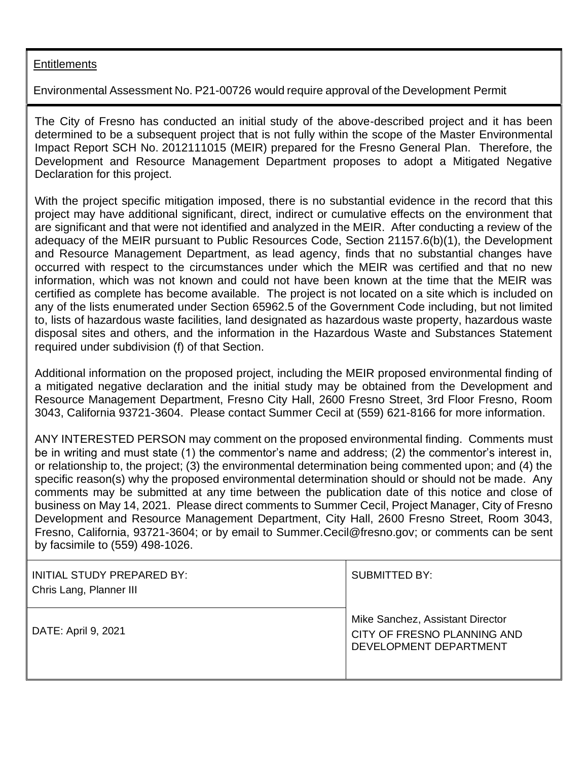Entitlements

Environmental Assessment No. P21-00726 would require approval of the Development Permit

The City of Fresno has conducted an initial study of the above-described project and it has been determined to be a subsequent project that is not fully within the scope of the Master Environmental Impact Report SCH No. 2012111015 (MEIR) prepared for the Fresno General Plan. Therefore, the Development and Resource Management Department proposes to adopt a Mitigated Negative Declaration for this project.

With the project specific mitigation imposed, there is no substantial evidence in the record that this project may have additional significant, direct, indirect or cumulative effects on the environment that are significant and that were not identified and analyzed in the MEIR. After conducting a review of the adequacy of the MEIR pursuant to Public Resources Code, Section 21157.6(b)(1), the Development and Resource Management Department, as lead agency, finds that no substantial changes have occurred with respect to the circumstances under which the MEIR was certified and that no new information, which was not known and could not have been known at the time that the MEIR was certified as complete has become available. The project is not located on a site which is included on any of the lists enumerated under Section 65962.5 of the Government Code including, but not limited to, lists of hazardous waste facilities, land designated as hazardous waste property, hazardous waste disposal sites and others, and the information in the Hazardous Waste and Substances Statement required under subdivision (f) of that Section.

Additional information on the proposed project, including the MEIR proposed environmental finding of a mitigated negative declaration and the initial study may be obtained from the Development and Resource Management Department, Fresno City Hall, 2600 Fresno Street, 3rd Floor Fresno, Room 3043, California 93721-3604. Please contact Summer Cecil at (559) 621-8166 for more information.

ANY INTERESTED PERSON may comment on the proposed environmental finding. Comments must be in writing and must state (1) the commentor's name and address; (2) the commentor's interest in, or relationship to, the project; (3) the environmental determination being commented upon; and (4) the specific reason(s) why the proposed environmental determination should or should not be made. Any comments may be submitted at any time between the publication date of this notice and close of business on May 14, 2021. Please direct comments to Summer Cecil, Project Manager, City of Fresno Development and Resource Management Department, City Hall, 2600 Fresno Street, Room 3043, Fresno, California, 93721-3604; or by email to Summer.Cecil@fresno.gov; or comments can be sent by facsimile to (559) 498-1026.

| | |
|---|---|
| INITIAL STUDY PREPARED BY:<br>Chris Lang, Planner III | SUBMITTED BY:<br><br>Mike Sanchez, Assistant Director<br>CITY OF FRESNO PLANNING AND DEVELOPMENT DEPARTMENT |
| DATE: April 9, 2021 | |